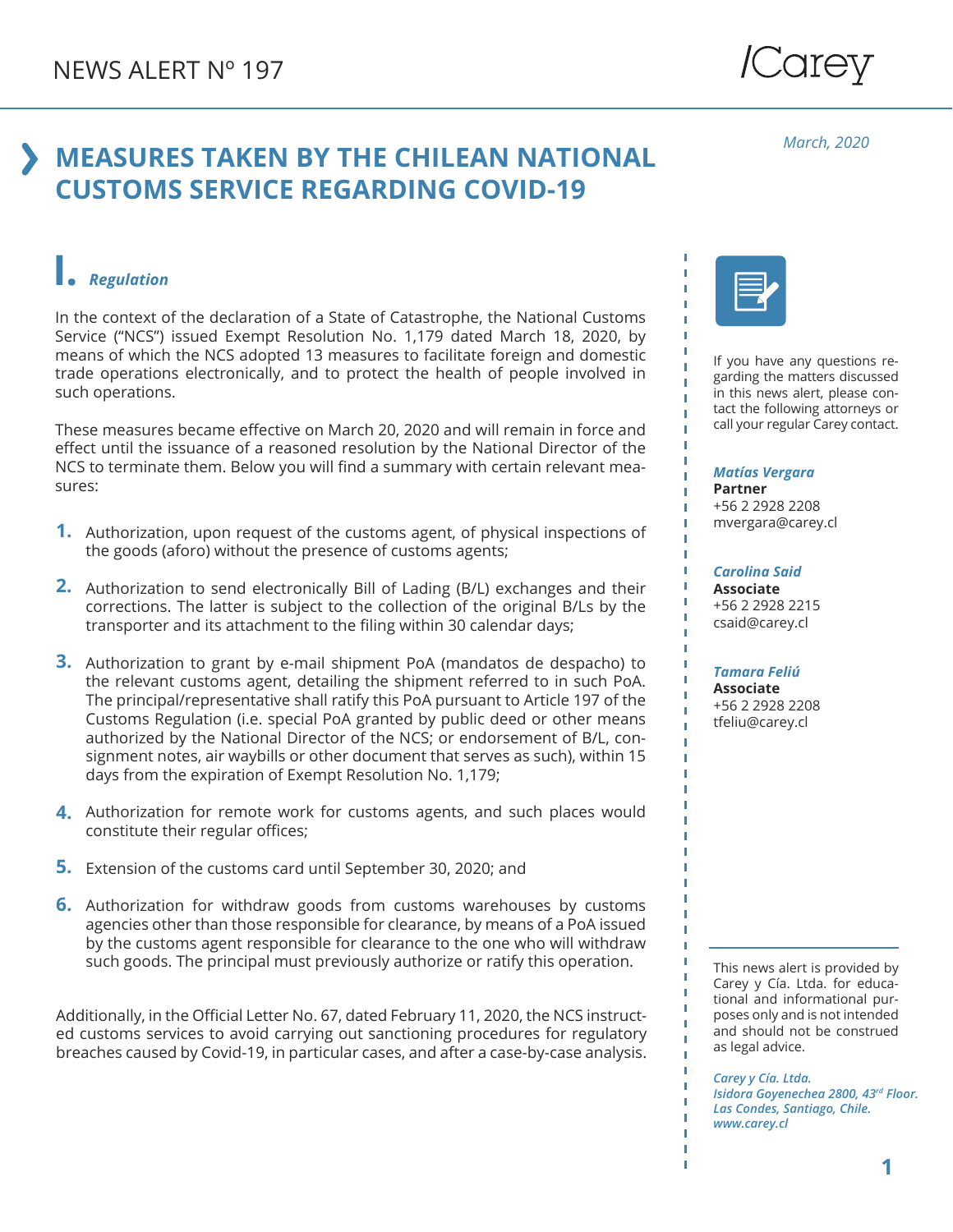NEWS ALERT Nº 197

March, 2020

# MEASURES TAKEN BY THE CHILEAN NATIONAL CUSTOMS SERVICE REGARDING COVID-19

## I. *Regulation*

In the context of the declaration of a State of Catastrophe, the National Customs Service ("NCS") issued Exempt Resolution No. 1,179 dated March 18, 2020, by means of which the NCS adopted 13 measures to facilitate foreign and domestic trade operations electronically, and to protect the health of people involved in such operations.

These measures became effective on March 20, 2020 and will remain in force and effect until the issuance of a reasoned resolution by the National Director of the NCS to terminate them. Below you will find a summary with certain relevant measures:

1. Authorization, upon request of the customs agent, of physical inspections of the goods (aforo) without the presence of customs agents;

2. Authorization to send electronically Bill of Lading (B/L) exchanges and their corrections. The latter is subject to the collection of the original B/Ls by the transporter and its attachment to the filing within 30 calendar days;

3. Authorization to grant by e-mail shipment PoA (mandatos de despacho) to the relevant customs agent, detailing the shipment referred to in such PoA. The principal/representative shall ratify this PoA pursuant to Article 197 of the Customs Regulation (i.e. special PoA granted by public deed or other means authorized by the National Director of the NCS; or endorsement of B/L, consignment notes, air waybills or other document that serves as such), within 15 days from the expiration of Exempt Resolution No. 1,179;

4. Authorization for remote work for customs agents, and such places would constitute their regular offices;

5. Extension of the customs card until September 30, 2020; and

6. Authorization for withdraw goods from customs warehouses by customs agencies other than those responsible for clearance, by means of a PoA issued by the customs agent responsible for clearance to the one who will withdraw such goods. The principal must previously authorize or ratify this operation.

Additionally, in the Official Letter No. 67, dated February 11, 2020, the NCS instructed customs services to avoid carrying out sanctioning procedures for regulatory breaches caused by Covid-19, in particular cases, and after a case-by-case analysis.

If you have any questions regarding the matters discussed in this news alert, please contact the following attorneys or call your regular Carey contact.

***Matías Vergara***
**Partner**
+56 2 2928 2208
mvergara@carey.cl

***Carolina Said***
**Associate**
+56 2 2928 2215
csaid@carey.cl

***Tamara Feliú***
**Associate**
+56 2 2928 2208
tfeliu@carey.cl

This news alert is provided by Carey y Cía. Ltda. for educational and informational purposes only and is not intended and should not be construed as legal advice.

*Carey y Cía. Ltda.*
*Isidora Goyenechea 2800, 43rd Floor.*
*Las Condes, Santiago, Chile.*
*www.carey.cl*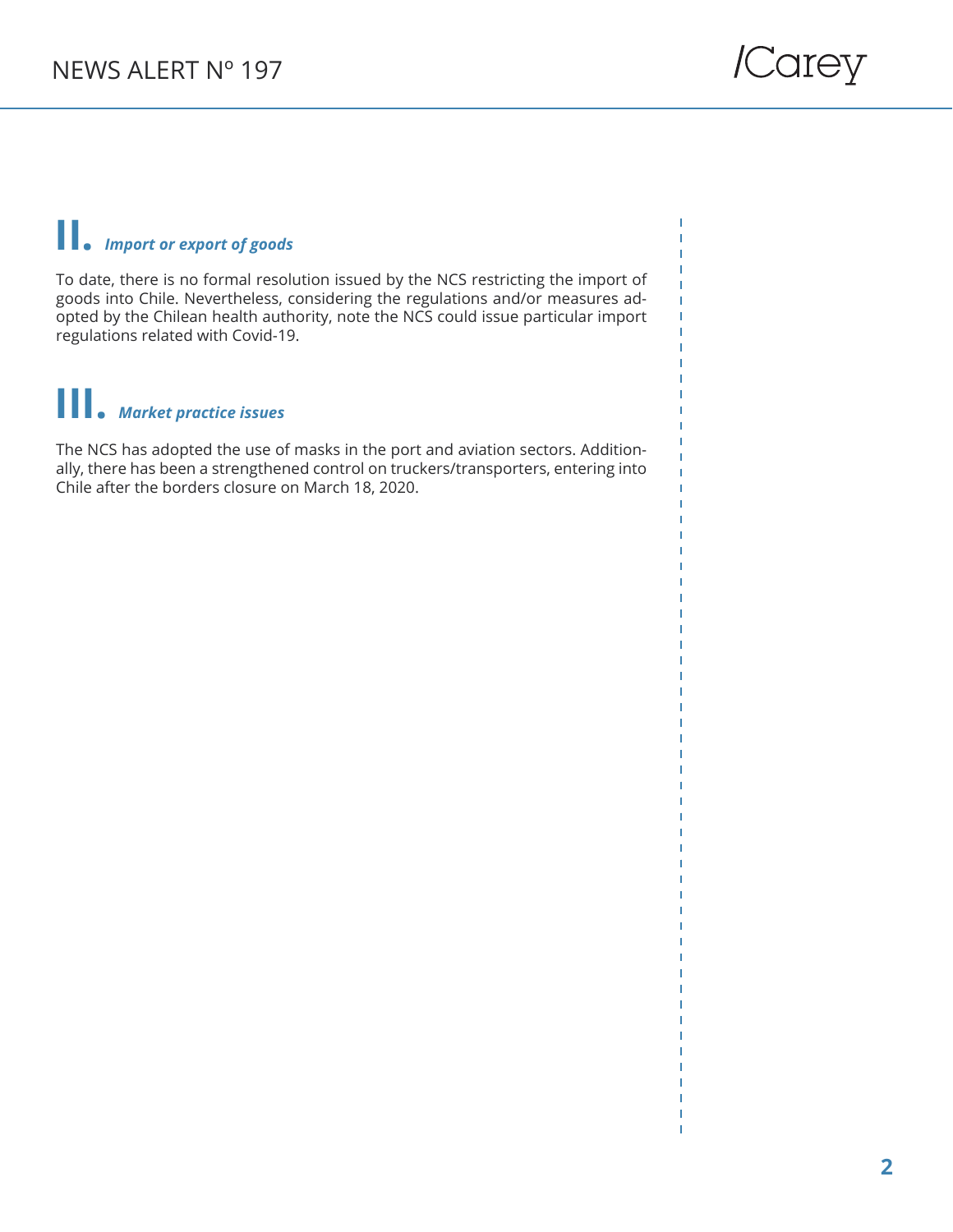## II. *Import or export of goods*

To date, there is no formal resolution issued by the NCS restricting the import of goods into Chile. Nevertheless, considering the regulations and/or measures adopted by the Chilean health authority, note the NCS could issue particular import regulations related with Covid-19.

## III. *Market practice issues*

The NCS has adopted the use of masks in the port and aviation sectors. Additionally, there has been a strengthened control on truckers/transporters, entering into Chile after the borders closure on March 18, 2020.